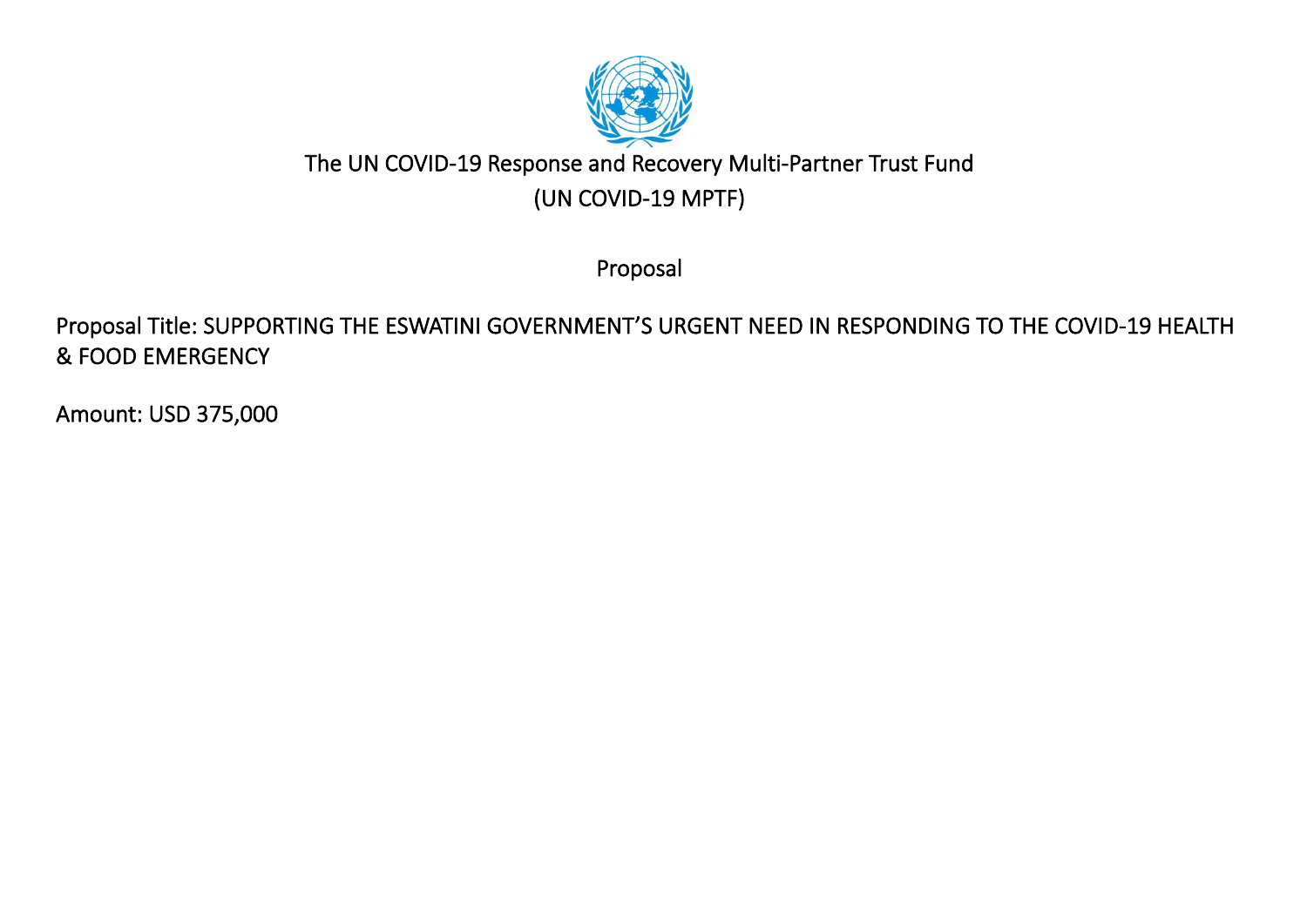# The UN COVID-19 Response and Recovery Multi-Partner Trust Fund
## (UN COVID-19 MPTF)

Proposal

Proposal Title: SUPPORTING THE ESWATINI GOVERNMENT'S URGENT NEED IN RESPONDING TO THE COVID-19 HEALTH & FOOD EMERGENCY

Amount: USD 375,000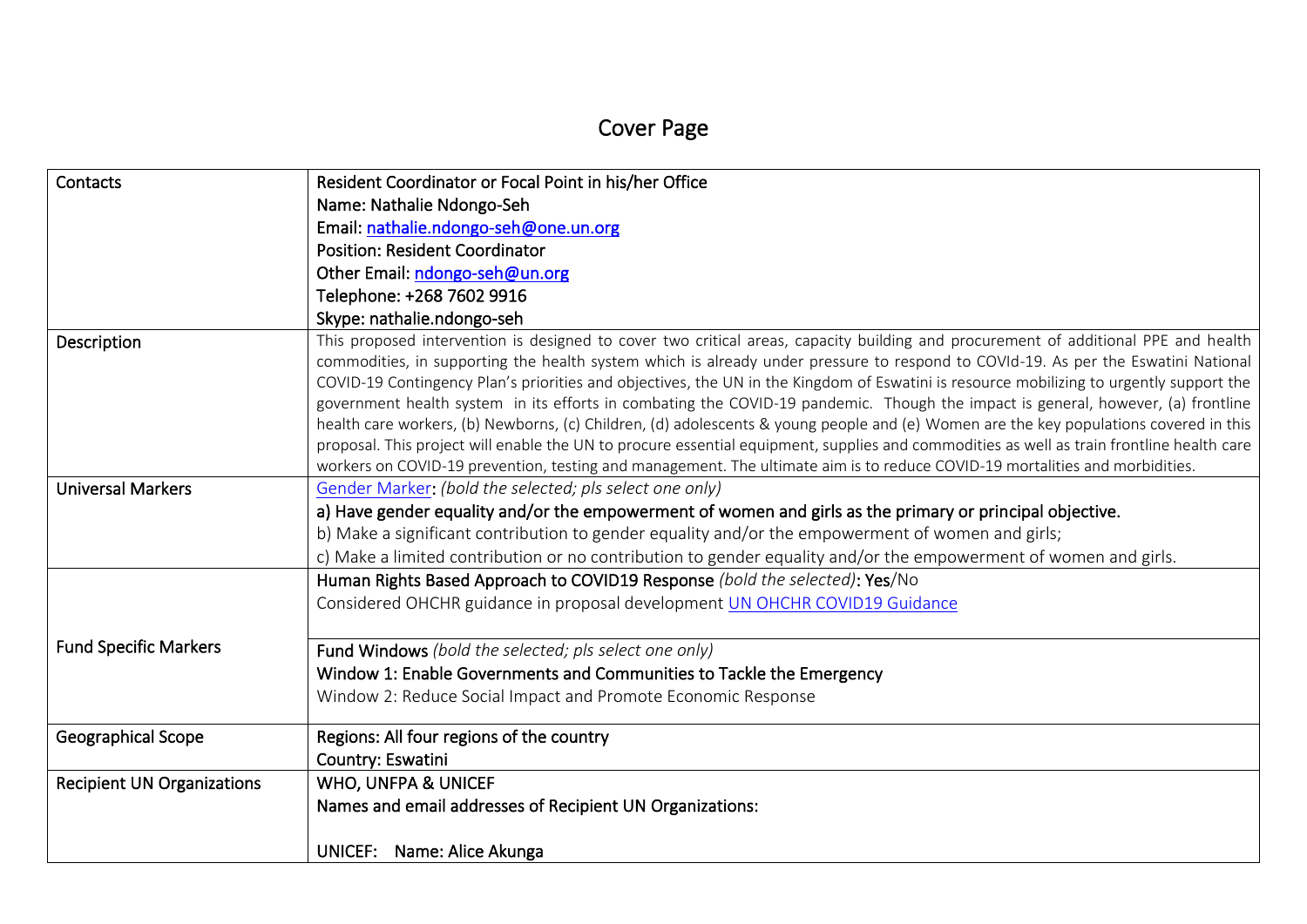# Cover Page

| | |
|---|---|
| Contacts | Resident Coordinator or Focal Point in his/her Office<br>Name: Nathalie Ndongo-Seh<br>Email: nathalie.ndongo-seh@one.un.org<br>Position: Resident Coordinator<br>Other Email: ndongo-seh@un.org<br>Telephone: +268 7602 9916<br>Skype: nathalie.ndongo-seh |
| Description | This proposed intervention is designed to cover two critical areas, capacity building and procurement of additional PPE and health commodities, in supporting the health system which is already under pressure to respond to COVId-19. As per the Eswatini National COVID-19 Contingency Plan's priorities and objectives, the UN in the Kingdom of Eswatini is resource mobilizing to urgently support the government health system in its efforts in combating the COVID-19 pandemic. Though the impact is general, however, (a) frontline health care workers, (b) Newborns, (c) Children, (d) adolescents & young people and (e) Women are the key populations covered in this proposal. This project will enable the UN to procure essential equipment, supplies and commodities as well as train frontline health care workers on COVID-19 prevention, testing and management. The ultimate aim is to reduce COVID-19 mortalities and morbidities. |
| Universal Markers | Gender Marker: *(bold the selected; pls select one only)*<br>**a) Have gender equality and/or the empowerment of women and girls as the primary or principal objective.**<br>b) Make a significant contribution to gender equality and/or the empowerment of women and girls;<br>c) Make a limited contribution or no contribution to gender equality and/or the empowerment of women and girls. |
| Fund Specific Markers | Human Rights Based Approach to COVID19 Response *(bold the selected)*: **Yes**/No<br>Considered OHCHR guidance in proposal development UN OHCHR COVID19 Guidance<br><br>Fund Windows *(bold the selected; pls select one only)*<br>**Window 1: Enable Governments and Communities to Tackle the Emergency**<br>Window 2: Reduce Social Impact and Promote Economic Response |
| Geographical Scope | Regions: All four regions of the country<br>Country: Eswatini |
| Recipient UN Organizations | WHO, UNFPA & UNICEF<br>Names and email addresses of Recipient UN Organizations:<br><br>UNICEF: Name: Alice Akunga |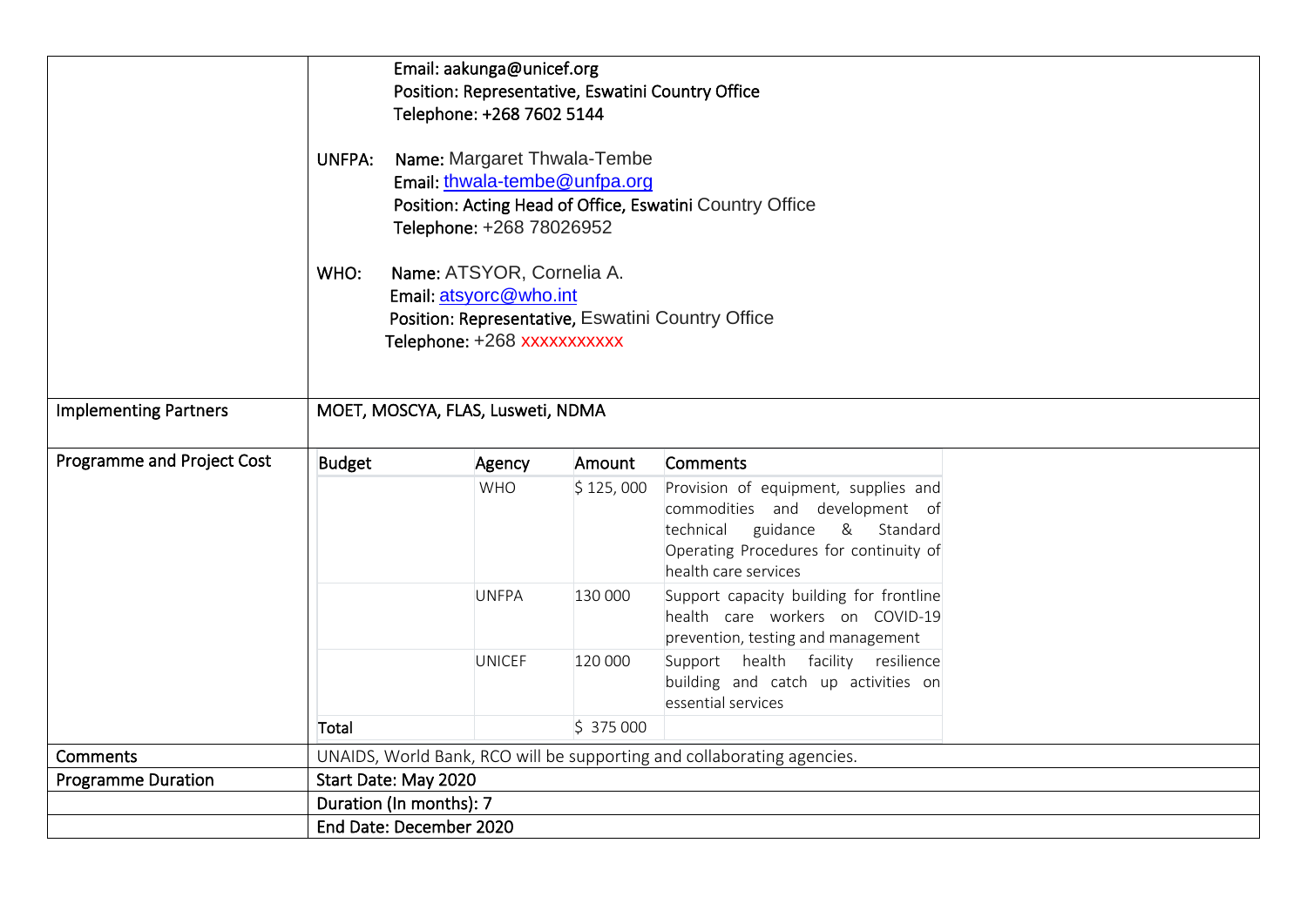| | |
|---|---|
| | Email: aakunga@unicef.org<br>Position: Representative, Eswatini Country Office<br>Telephone: +268 7602 5144<br><br>UNFPA: Name: Margaret Thwala-Tembe<br>Email: thwala-tembe@unfpa.org<br>Position: Acting Head of Office, Eswatini Country Office<br>Telephone: +268 78026952<br><br>WHO: Name: ATSYOR, Cornelia A.<br>Email: atsyorc@who.int<br>Position: Representative, Eswatini Country Office<br>Telephone: +268 xxxxxxxxxxx |
| Implementing Partners | MOET, MOSCYA, FLAS, Lusweti, NDMA |
| Programme and Project Cost | (see budget table below) |
| Comments | UNAIDS, World Bank, RCO will be supporting and collaborating agencies. |
| Programme Duration | Start Date: May 2020 |
| | Duration (In months): 7 |
| | End Date: December 2020 |

| Budget | Agency | Amount | Comments |
|---|---|---|---|
| | WHO | $ 125, 000 | Provision of equipment, supplies and commodities and development of technical guidance & Standard Operating Procedures for continuity of health care services |
| | UNFPA | 130 000 | Support capacity building for frontline health care workers on COVID-19 prevention, testing and management |
| | UNICEF | 120 000 | Support health facility resilience building and catch up activities on essential services |
| Total | | $ 375 000 | |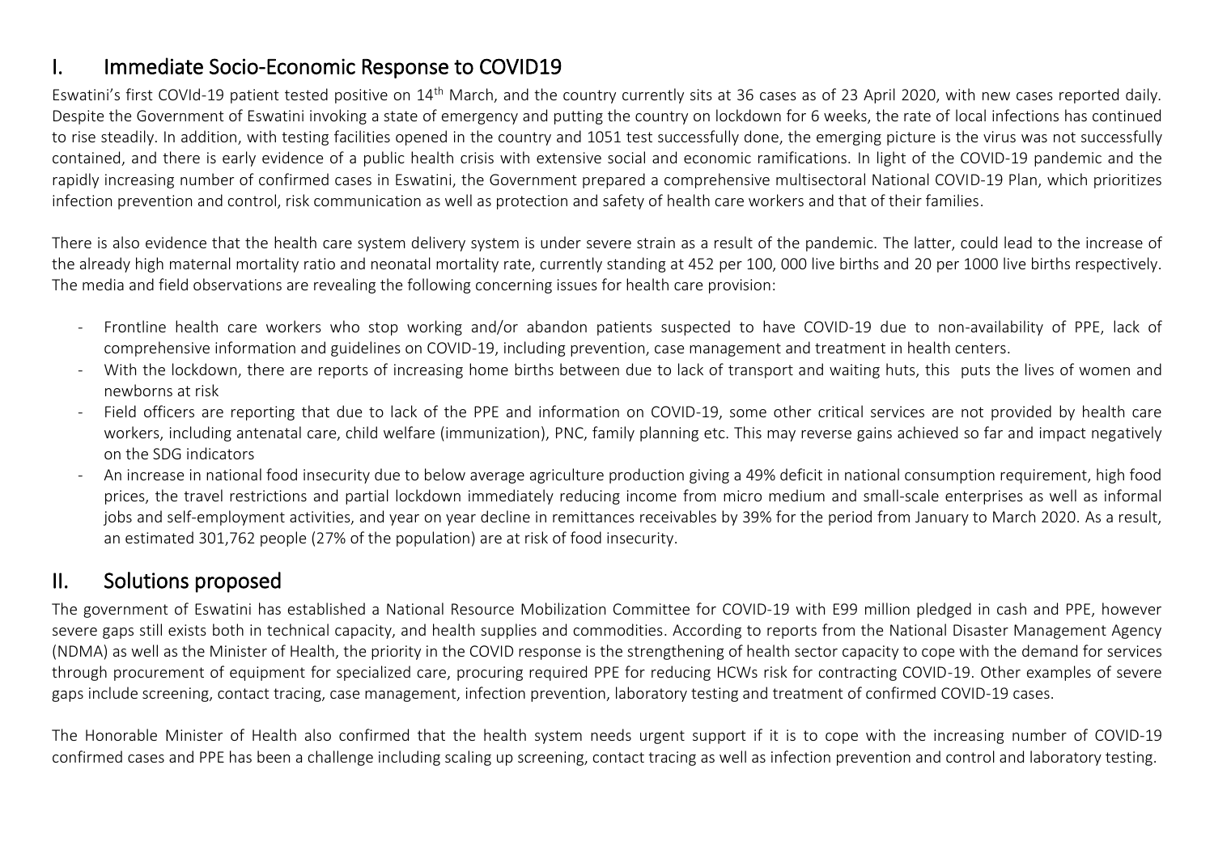## I. Immediate Socio-Economic Response to COVID19

Eswatini's first COVId-19 patient tested positive on 14th March, and the country currently sits at 36 cases as of 23 April 2020, with new cases reported daily. Despite the Government of Eswatini invoking a state of emergency and putting the country on lockdown for 6 weeks, the rate of local infections has continued to rise steadily. In addition, with testing facilities opened in the country and 1051 test successfully done, the emerging picture is the virus was not successfully contained, and there is early evidence of a public health crisis with extensive social and economic ramifications. In light of the COVID-19 pandemic and the rapidly increasing number of confirmed cases in Eswatini, the Government prepared a comprehensive multisectoral National COVID-19 Plan, which prioritizes infection prevention and control, risk communication as well as protection and safety of health care workers and that of their families.

There is also evidence that the health care system delivery system is under severe strain as a result of the pandemic. The latter, could lead to the increase of the already high maternal mortality ratio and neonatal mortality rate, currently standing at 452 per 100, 000 live births and 20 per 1000 live births respectively. The media and field observations are revealing the following concerning issues for health care provision:

- Frontline health care workers who stop working and/or abandon patients suspected to have COVID-19 due to non-availability of PPE, lack of comprehensive information and guidelines on COVID-19, including prevention, case management and treatment in health centers.
- With the lockdown, there are reports of increasing home births between due to lack of transport and waiting huts, this puts the lives of women and newborns at risk
- Field officers are reporting that due to lack of the PPE and information on COVID-19, some other critical services are not provided by health care workers, including antenatal care, child welfare (immunization), PNC, family planning etc. This may reverse gains achieved so far and impact negatively on the SDG indicators
- An increase in national food insecurity due to below average agriculture production giving a 49% deficit in national consumption requirement, high food prices, the travel restrictions and partial lockdown immediately reducing income from micro medium and small-scale enterprises as well as informal jobs and self-employment activities, and year on year decline in remittances receivables by 39% for the period from January to March 2020. As a result, an estimated 301,762 people (27% of the population) are at risk of food insecurity.

## II. Solutions proposed

The government of Eswatini has established a National Resource Mobilization Committee for COVID-19 with E99 million pledged in cash and PPE, however severe gaps still exists both in technical capacity, and health supplies and commodities. According to reports from the National Disaster Management Agency (NDMA) as well as the Minister of Health, the priority in the COVID response is the strengthening of health sector capacity to cope with the demand for services through procurement of equipment for specialized care, procuring required PPE for reducing HCWs risk for contracting COVID-19. Other examples of severe gaps include screening, contact tracing, case management, infection prevention, laboratory testing and treatment of confirmed COVID-19 cases.

The Honorable Minister of Health also confirmed that the health system needs urgent support if it is to cope with the increasing number of COVID-19 confirmed cases and PPE has been a challenge including scaling up screening, contact tracing as well as infection prevention and control and laboratory testing.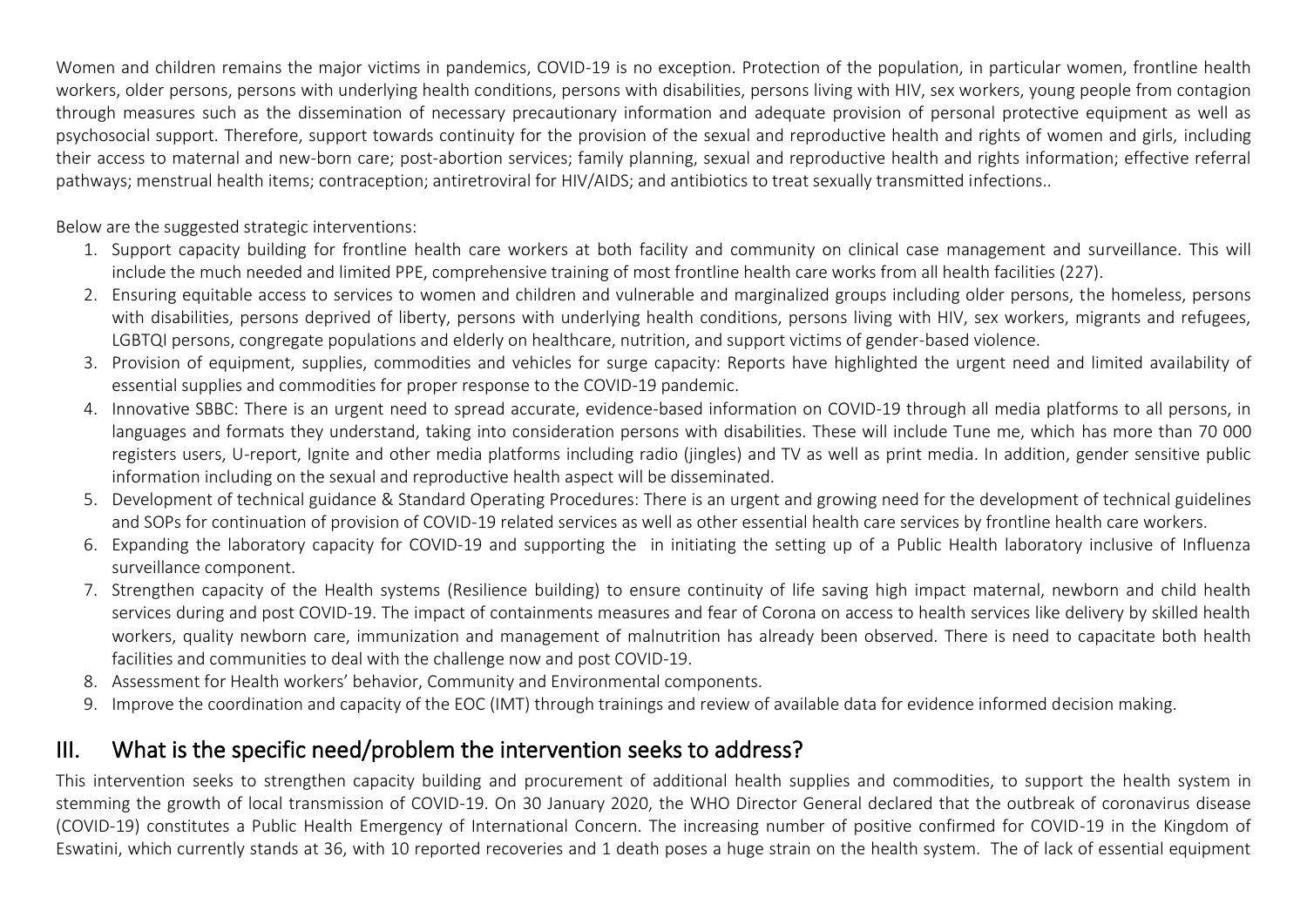Women and children remains the major victims in pandemics, COVID-19 is no exception. Protection of the population, in particular women, frontline health workers, older persons, persons with underlying health conditions, persons with disabilities, persons living with HIV, sex workers, young people from contagion through measures such as the dissemination of necessary precautionary information and adequate provision of personal protective equipment as well as psychosocial support. Therefore, support towards continuity for the provision of the sexual and reproductive health and rights of women and girls, including their access to maternal and new-born care; post-abortion services; family planning, sexual and reproductive health and rights information; effective referral pathways; menstrual health items; contraception; antiretroviral for HIV/AIDS; and antibiotics to treat sexually transmitted infections..

Below are the suggested strategic interventions:

1. Support capacity building for frontline health care workers at both facility and community on clinical case management and surveillance. This will include the much needed and limited PPE, comprehensive training of most frontline health care works from all health facilities (227).
2. Ensuring equitable access to services to women and children and vulnerable and marginalized groups including older persons, the homeless, persons with disabilities, persons deprived of liberty, persons with underlying health conditions, persons living with HIV, sex workers, migrants and refugees, LGBTQI persons, congregate populations and elderly on healthcare, nutrition, and support victims of gender-based violence.
3. Provision of equipment, supplies, commodities and vehicles for surge capacity: Reports have highlighted the urgent need and limited availability of essential supplies and commodities for proper response to the COVID-19 pandemic.
4. Innovative SBBC: There is an urgent need to spread accurate, evidence-based information on COVID-19 through all media platforms to all persons, in languages and formats they understand, taking into consideration persons with disabilities. These will include Tune me, which has more than 70 000 registers users, U-report, Ignite and other media platforms including radio (jingles) and TV as well as print media. In addition, gender sensitive public information including on the sexual and reproductive health aspect will be disseminated.
5. Development of technical guidance & Standard Operating Procedures: There is an urgent and growing need for the development of technical guidelines and SOPs for continuation of provision of COVID-19 related services as well as other essential health care services by frontline health care workers.
6. Expanding the laboratory capacity for COVID-19 and supporting the in initiating the setting up of a Public Health laboratory inclusive of Influenza surveillance component.
7. Strengthen capacity of the Health systems (Resilience building) to ensure continuity of life saving high impact maternal, newborn and child health services during and post COVID-19. The impact of containments measures and fear of Corona on access to health services like delivery by skilled health workers, quality newborn care, immunization and management of malnutrition has already been observed. There is need to capacitate both health facilities and communities to deal with the challenge now and post COVID-19.
8. Assessment for Health workers' behavior, Community and Environmental components.
9. Improve the coordination and capacity of the EOC (IMT) through trainings and review of available data for evidence informed decision making.

## III. What is the specific need/problem the intervention seeks to address?

This intervention seeks to strengthen capacity building and procurement of additional health supplies and commodities, to support the health system in stemming the growth of local transmission of COVID-19. On 30 January 2020, the WHO Director General declared that the outbreak of coronavirus disease (COVID-19) constitutes a Public Health Emergency of International Concern. The increasing number of positive confirmed for COVID-19 in the Kingdom of Eswatini, which currently stands at 36, with 10 reported recoveries and 1 death poses a huge strain on the health system. The of lack of essential equipment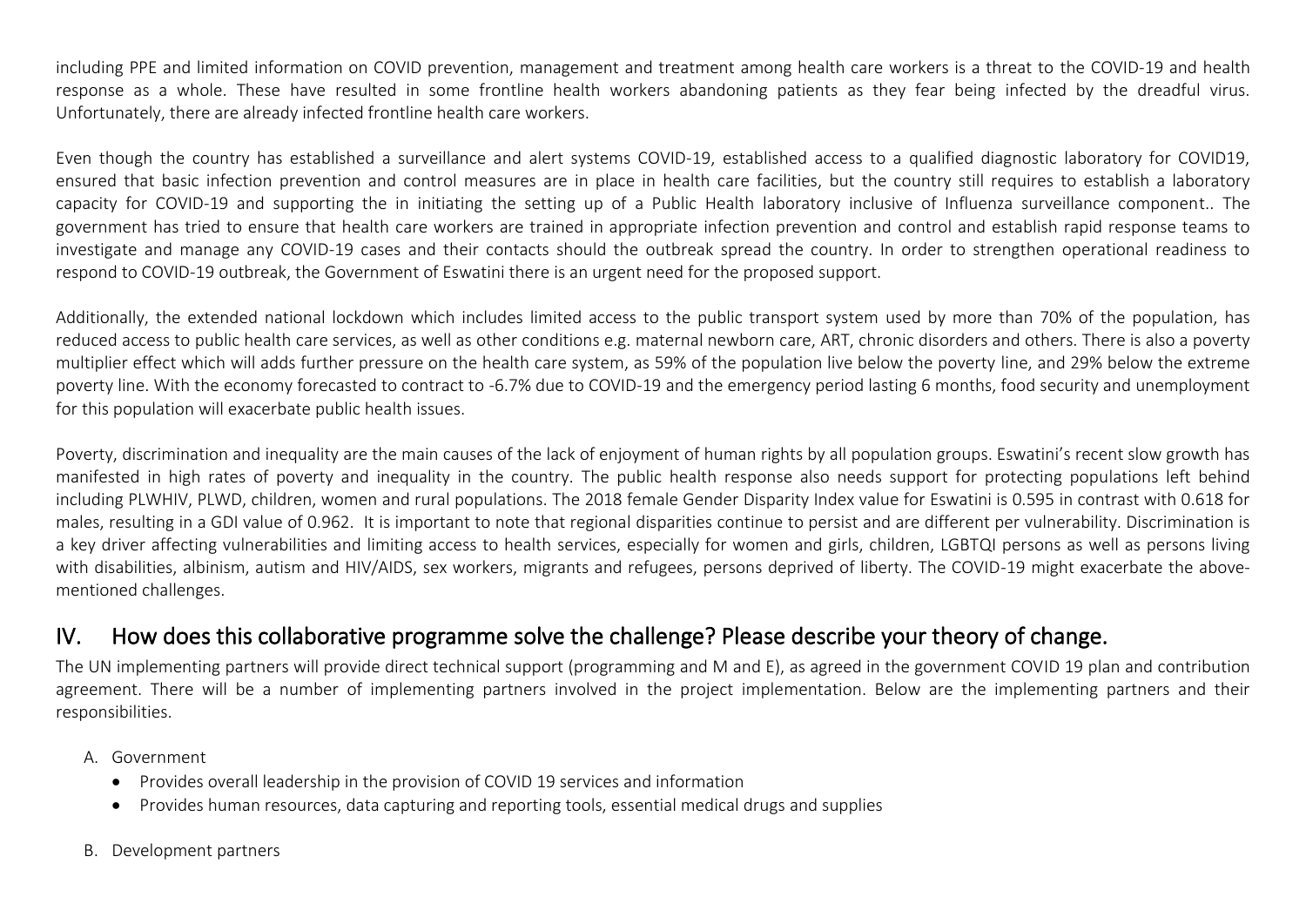including PPE and limited information on COVID prevention, management and treatment among health care workers is a threat to the COVID-19 and health response as a whole. These have resulted in some frontline health workers abandoning patients as they fear being infected by the dreadful virus. Unfortunately, there are already infected frontline health care workers.

Even though the country has established a surveillance and alert systems COVID-19, established access to a qualified diagnostic laboratory for COVID19, ensured that basic infection prevention and control measures are in place in health care facilities, but the country still requires to establish a laboratory capacity for COVID-19 and supporting the in initiating the setting up of a Public Health laboratory inclusive of Influenza surveillance component.. The government has tried to ensure that health care workers are trained in appropriate infection prevention and control and establish rapid response teams to investigate and manage any COVID-19 cases and their contacts should the outbreak spread the country. In order to strengthen operational readiness to respond to COVID-19 outbreak, the Government of Eswatini there is an urgent need for the proposed support.

Additionally, the extended national lockdown which includes limited access to the public transport system used by more than 70% of the population, has reduced access to public health care services, as well as other conditions e.g. maternal newborn care, ART, chronic disorders and others. There is also a poverty multiplier effect which will adds further pressure on the health care system, as 59% of the population live below the poverty line, and 29% below the extreme poverty line. With the economy forecasted to contract to -6.7% due to COVID-19 and the emergency period lasting 6 months, food security and unemployment for this population will exacerbate public health issues.

Poverty, discrimination and inequality are the main causes of the lack of enjoyment of human rights by all population groups. Eswatini's recent slow growth has manifested in high rates of poverty and inequality in the country. The public health response also needs support for protecting populations left behind including PLWHIV, PLWD, children, women and rural populations. The 2018 female Gender Disparity Index value for Eswatini is 0.595 in contrast with 0.618 for males, resulting in a GDI value of 0.962. It is important to note that regional disparities continue to persist and are different per vulnerability. Discrimination is a key driver affecting vulnerabilities and limiting access to health services, especially for women and girls, children, LGBTQI persons as well as persons living with disabilities, albinism, autism and HIV/AIDS, sex workers, migrants and refugees, persons deprived of liberty. The COVID-19 might exacerbate the above-mentioned challenges.

## IV. How does this collaborative programme solve the challenge? Please describe your theory of change.

The UN implementing partners will provide direct technical support (programming and M and E), as agreed in the government COVID 19 plan and contribution agreement. There will be a number of implementing partners involved in the project implementation. Below are the implementing partners and their responsibilities.

A. Government
   - Provides overall leadership in the provision of COVID 19 services and information
   - Provides human resources, data capturing and reporting tools, essential medical drugs and supplies

B. Development partners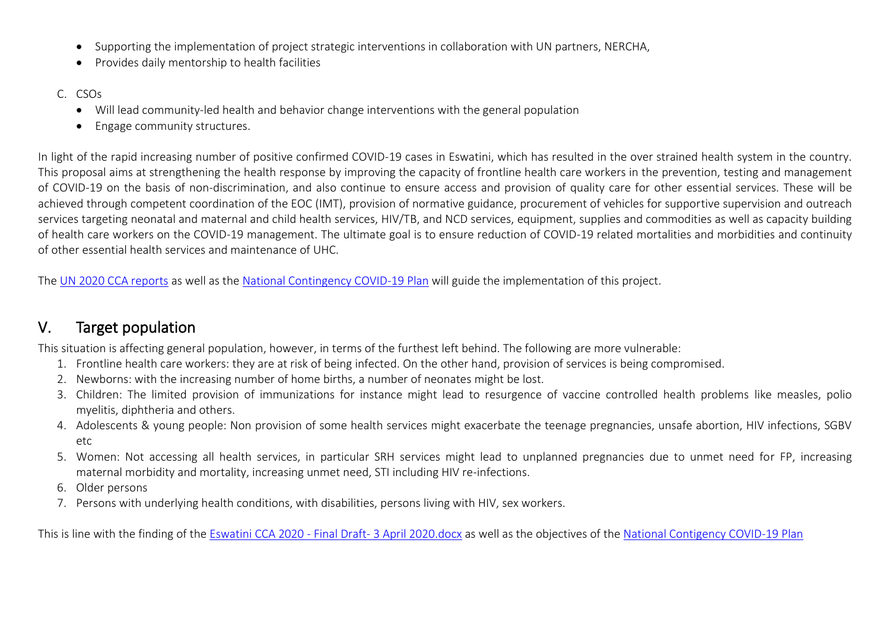- Supporting the implementation of project strategic interventions in collaboration with UN partners, NERCHA,
- Provides daily mentorship to health facilities

C. CSOs

- Will lead community-led health and behavior change interventions with the general population
- Engage community structures.

In light of the rapid increasing number of positive confirmed COVID-19 cases in Eswatini, which has resulted in the over strained health system in the country. This proposal aims at strengthening the health response by improving the capacity of frontline health care workers in the prevention, testing and management of COVID-19 on the basis of non-discrimination, and also continue to ensure access and provision of quality care for other essential services. These will be achieved through competent coordination of the EOC (IMT), provision of normative guidance, procurement of vehicles for supportive supervision and outreach services targeting neonatal and maternal and child health services, HIV/TB, and NCD services, equipment, supplies and commodities as well as capacity building of health care workers on the COVID-19 management. The ultimate goal is to ensure reduction of COVID-19 related mortalities and morbidities and continuity of other essential health services and maintenance of UHC.

The UN 2020 CCA reports as well as the National Contingency COVID-19 Plan will guide the implementation of this project.

## V. Target population

This situation is affecting general population, however, in terms of the furthest left behind. The following are more vulnerable:

1. Frontline health care workers: they are at risk of being infected. On the other hand, provision of services is being compromised.
2. Newborns: with the increasing number of home births, a number of neonates might be lost.
3. Children: The limited provision of immunizations for instance might lead to resurgence of vaccine controlled health problems like measles, polio myelitis, diphtheria and others.
4. Adolescents & young people: Non provision of some health services might exacerbate the teenage pregnancies, unsafe abortion, HIV infections, SGBV etc
5. Women: Not accessing all health services, in particular SRH services might lead to unplanned pregnancies due to unmet need for FP, increasing maternal morbidity and mortality, increasing unmet need, STI including HIV re-infections.
6. Older persons
7. Persons with underlying health conditions, with disabilities, persons living with HIV, sex workers.

This is line with the finding of the Eswatini CCA 2020 - Final Draft- 3 April 2020.docx as well as the objectives of the National Contigency COVID-19 Plan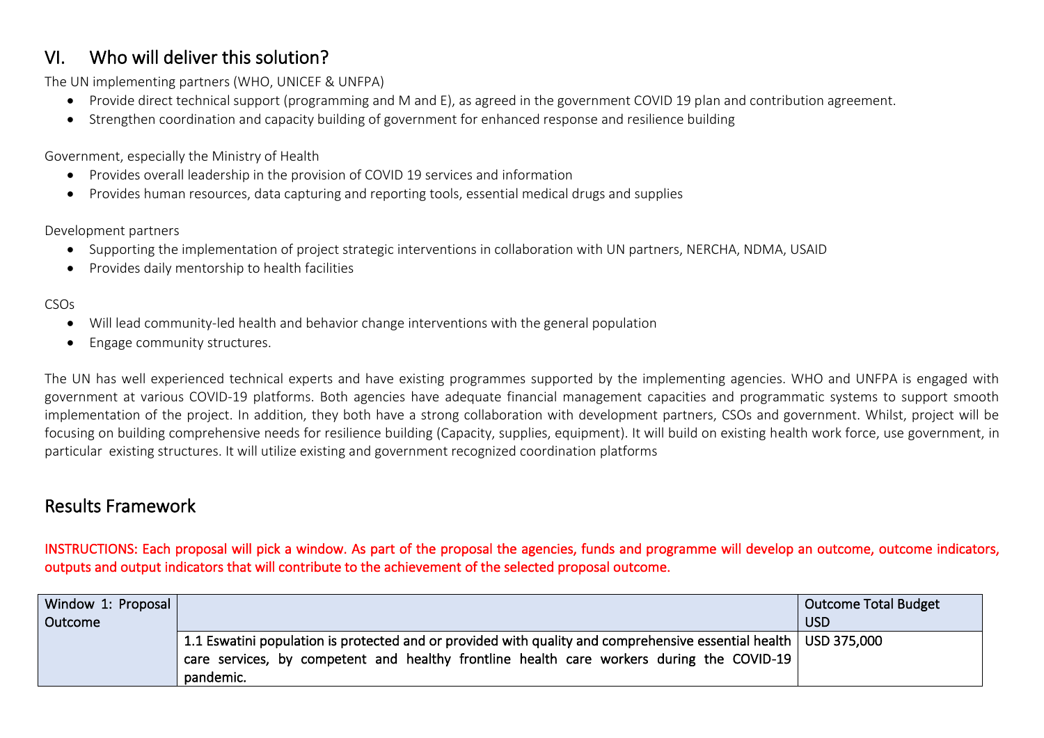## VI. Who will deliver this solution?

The UN implementing partners (WHO, UNICEF & UNFPA)

- Provide direct technical support (programming and M and E), as agreed in the government COVID 19 plan and contribution agreement.
- Strengthen coordination and capacity building of government for enhanced response and resilience building

Government, especially the Ministry of Health

- Provides overall leadership in the provision of COVID 19 services and information
- Provides human resources, data capturing and reporting tools, essential medical drugs and supplies

Development partners

- Supporting the implementation of project strategic interventions in collaboration with UN partners, NERCHA, NDMA, USAID
- Provides daily mentorship to health facilities

CSOs

- Will lead community-led health and behavior change interventions with the general population
- Engage community structures.

The UN has well experienced technical experts and have existing programmes supported by the implementing agencies. WHO and UNFPA is engaged with government at various COVID-19 platforms. Both agencies have adequate financial management capacities and programmatic systems to support smooth implementation of the project. In addition, they both have a strong collaboration with development partners, CSOs and government. Whilst, project will be focusing on building comprehensive needs for resilience building (Capacity, supplies, equipment). It will build on existing health work force, use government, in particular existing structures. It will utilize existing and government recognized coordination platforms

## Results Framework

**INSTRUCTIONS: Each proposal will pick a window. As part of the proposal the agencies, funds and programme will develop an outcome, outcome indicators, outputs and output indicators that will contribute to the achievement of the selected proposal outcome.**

| Window 1: Proposal Outcome | | Outcome Total Budget USD |
|---|---|---|
| | 1.1 Eswatini population is protected and or provided with quality and comprehensive essential health care services, by competent and healthy frontline health care workers during the COVID-19 pandemic. | USD 375,000 |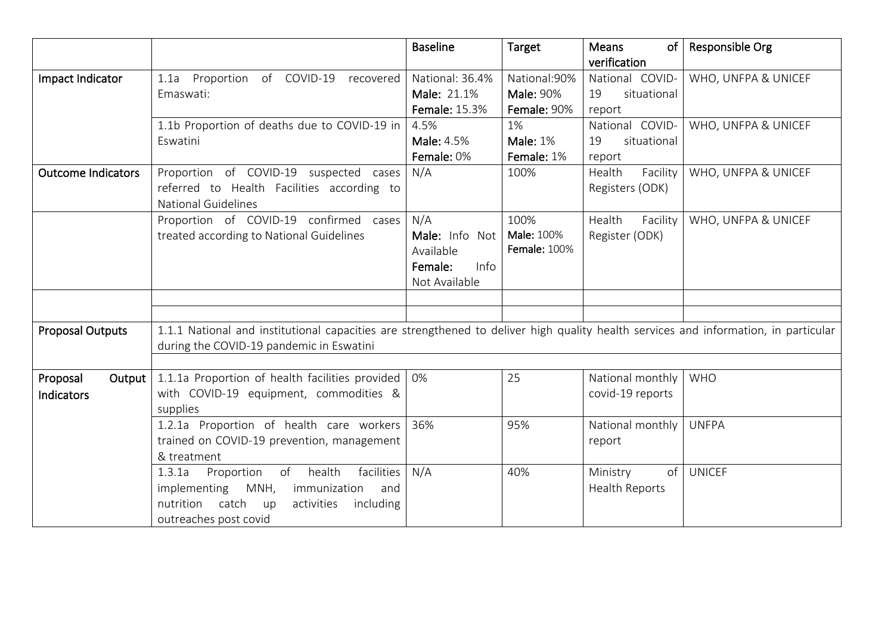| | | Baseline | Target | Means of verification | Responsible Org |
|---|---|---|---|---|---|
| Impact Indicator | 1.1a Proportion of COVID-19 recovered Emaswati: | National: 36.4%<br>**Male:** 21.1%<br>**Female:** 15.3% | National:90%<br>**Male:** 90%<br>**Female:** 90% | National COVID-19 situational report | WHO, UNFPA & UNICEF |
| | 1.1b Proportion of deaths due to COVID-19 in Eswatini | 4.5%<br>**Male:** 4.5%<br>**Female:** 0% | 1%<br>**Male:** 1%<br>**Female:** 1% | National COVID-19 situational report | WHO, UNFPA & UNICEF |
| Outcome Indicators | Proportion of COVID-19 suspected cases referred to Health Facilities according to National Guidelines | N/A | 100% | Health Facility Registers (ODK) | WHO, UNFPA & UNICEF |
| | Proportion of COVID-19 confirmed cases treated according to National Guidelines | N/A<br>**Male:** Info Not Available<br>**Female:** Info Not Available | 100%<br>**Male:** 100%<br>**Female:** 100% | Health Facility Register (ODK) | WHO, UNFPA & UNICEF |
| | | | | | |
| | | | | | |
| Proposal Outputs | 1.1.1 National and institutional capacities are strengthened to deliver high quality health services and information, in particular during the COVID-19 pandemic in Eswatini | | | | |
| | | | | | |
| Proposal Output Indicators | 1.1.1a Proportion of health facilities provided with COVID-19 equipment, commodities & supplies | 0% | 25 | National monthly covid-19 reports | WHO |
| | 1.2.1a Proportion of health care workers trained on COVID-19 prevention, management & treatment | 36% | 95% | National monthly report | UNFPA |
| | 1.3.1a Proportion of health facilities implementing MNH, immunization and nutrition catch up activities including outreaches post covid | N/A | 40% | Ministry of Health Reports | UNICEF |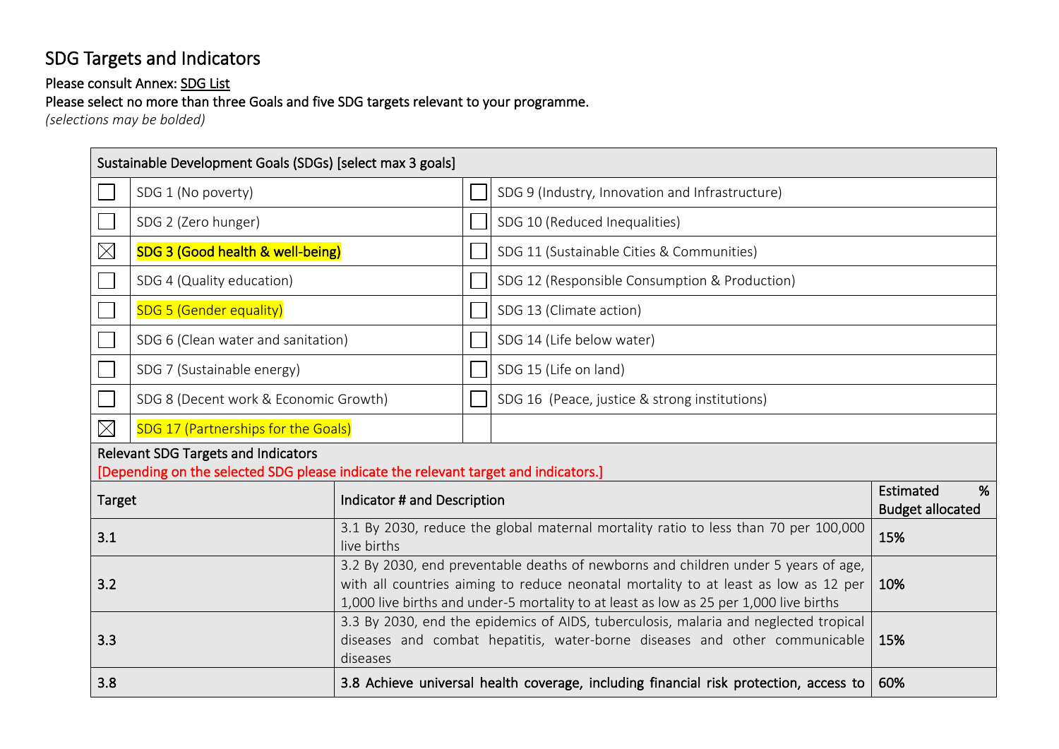## SDG Targets and Indicators

Please consult Annex: SDG List

Please select no more than three Goals and five SDG targets relevant to your programme.

*(selections may be bolded)*

| Sustainable Development Goals (SDGs) [select max 3 goals] | | | |
|---|---|---|---|
| ☐ | SDG 1 (No poverty) | ☐ | SDG 9 (Industry, Innovation and Infrastructure) |
| ☐ | SDG 2 (Zero hunger) | ☐ | SDG 10 (Reduced Inequalities) |
| ☒ | **SDG 3 (Good health & well-being)** | ☐ | SDG 11 (Sustainable Cities & Communities) |
| ☐ | SDG 4 (Quality education) | ☐ | SDG 12 (Responsible Consumption & Production) |
| ☐ | SDG 5 (Gender equality) | ☐ | SDG 13 (Climate action) |
| ☐ | SDG 6 (Clean water and sanitation) | ☐ | SDG 14 (Life below water) |
| ☐ | SDG 7 (Sustainable energy) | ☐ | SDG 15 (Life on land) |
| ☐ | SDG 8 (Decent work & Economic Growth) | ☐ | SDG 16 (Peace, justice & strong institutions) |
| ☒ | SDG 17 (Partnerships for the Goals) | | |

Relevant SDG Targets and Indicators

[Depending on the selected SDG please indicate the relevant target and indicators.]

| Target | Indicator # and Description | Estimated % Budget allocated |
|---|---|---|
| 3.1 | 3.1 By 2030, reduce the global maternal mortality ratio to less than 70 per 100,000 live births | 15% |
| 3.2 | 3.2 By 2030, end preventable deaths of newborns and children under 5 years of age, with all countries aiming to reduce neonatal mortality to at least as low as 12 per 1,000 live births and under-5 mortality to at least as low as 25 per 1,000 live births | 10% |
| 3.3 | 3.3 By 2030, end the epidemics of AIDS, tuberculosis, malaria and neglected tropical diseases and combat hepatitis, water-borne diseases and other communicable diseases | 15% |
| 3.8 | 3.8 Achieve universal health coverage, including financial risk protection, access to | 60% |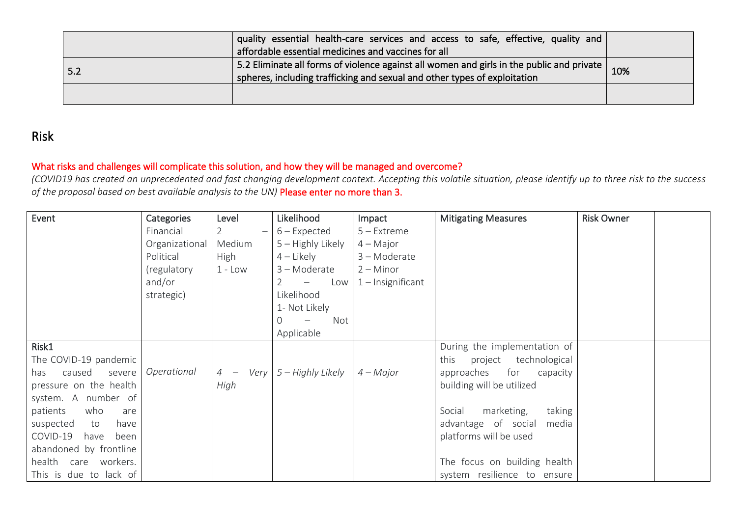| | quality essential health-care services and access to safe, effective, quality and affordable essential medicines and vaccines for all | |
|---|---|---|
| 5.2 | 5.2 Eliminate all forms of violence against all women and girls in the public and private spheres, including trafficking and sexual and other types of exploitation | 10% |
| | | |

## Risk

What risks and challenges will complicate this solution, and how they will be managed and overcome?

*(COVID19 has created an unprecedented and fast changing development context. Accepting this volatile situation, please identify up to three risk to the success of the proposal based on best available analysis to the UN)* Please enter no more than 3.

| Event | Categories<br>Financial<br>Organizational<br>Political<br>(regulatory and/or strategic) | Level<br>2 – Medium<br>High<br>1 - Low | Likelihood<br>6 – Expected<br>5 – Highly Likely<br>4 – Likely<br>3 – Moderate<br>2 – Low Likelihood<br>1- Not Likely<br>0 – Not Applicable | Impact<br>5 – Extreme<br>4 – Major<br>3 – Moderate<br>2 – Minor<br>1 – Insignificant | Mitigating Measures | Risk Owner | |
|---|---|---|---|---|---|---|---|
| Risk1<br>The COVID-19 pandemic has caused severe pressure on the health system. A number of patients who are suspected to have COVID-19 have been abandoned by frontline health care workers. This is due to lack of | *Operational* | *4 – Very High* | *5 – Highly Likely* | *4 – Major* | During the implementation of this project technological approaches for capacity building will be utilized<br><br>Social marketing, taking advantage of social media platforms will be used<br><br>The focus on building health system resilience to ensure | | |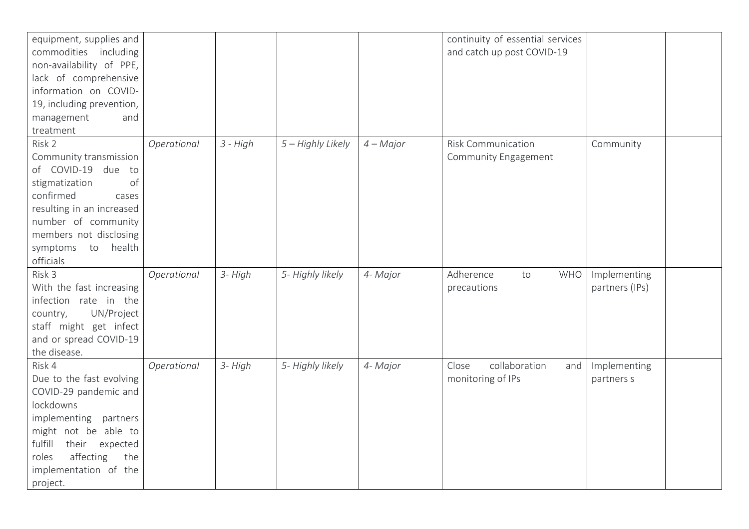| | | | | | | | |
|---|---|---|---|---|---|---|---|
| equipment, supplies and commodities including non-availability of PPE, lack of comprehensive information on COVID-19, including prevention, management and treatment | | | | | continuity of essential services and catch up post COVID-19 | | |
| Risk 2<br>Community transmission of COVID-19 due to stigmatization of confirmed cases resulting in an increased number of community members not disclosing symptoms to health officials | *Operational* | *3 - High* | *5 – Highly Likely* | *4 – Major* | Risk Communication<br>Community Engagement | Community | |
| Risk 3<br>With the fast increasing infection rate in the country, UN/Project staff might get infect and or spread COVID-19 the disease. | *Operational* | *3- High* | *5- Highly likely* | *4- Major* | Adherence to WHO precautions | Implementing partners (IPs) | |
| Risk 4<br>Due to the fast evolving COVID-29 pandemic and lockdowns<br>implementing partners might not be able to fulfill their expected roles affecting the implementation of the project. | *Operational* | *3- High* | *5- Highly likely* | *4- Major* | Close collaboration and monitoring of IPs | Implementing partners s | |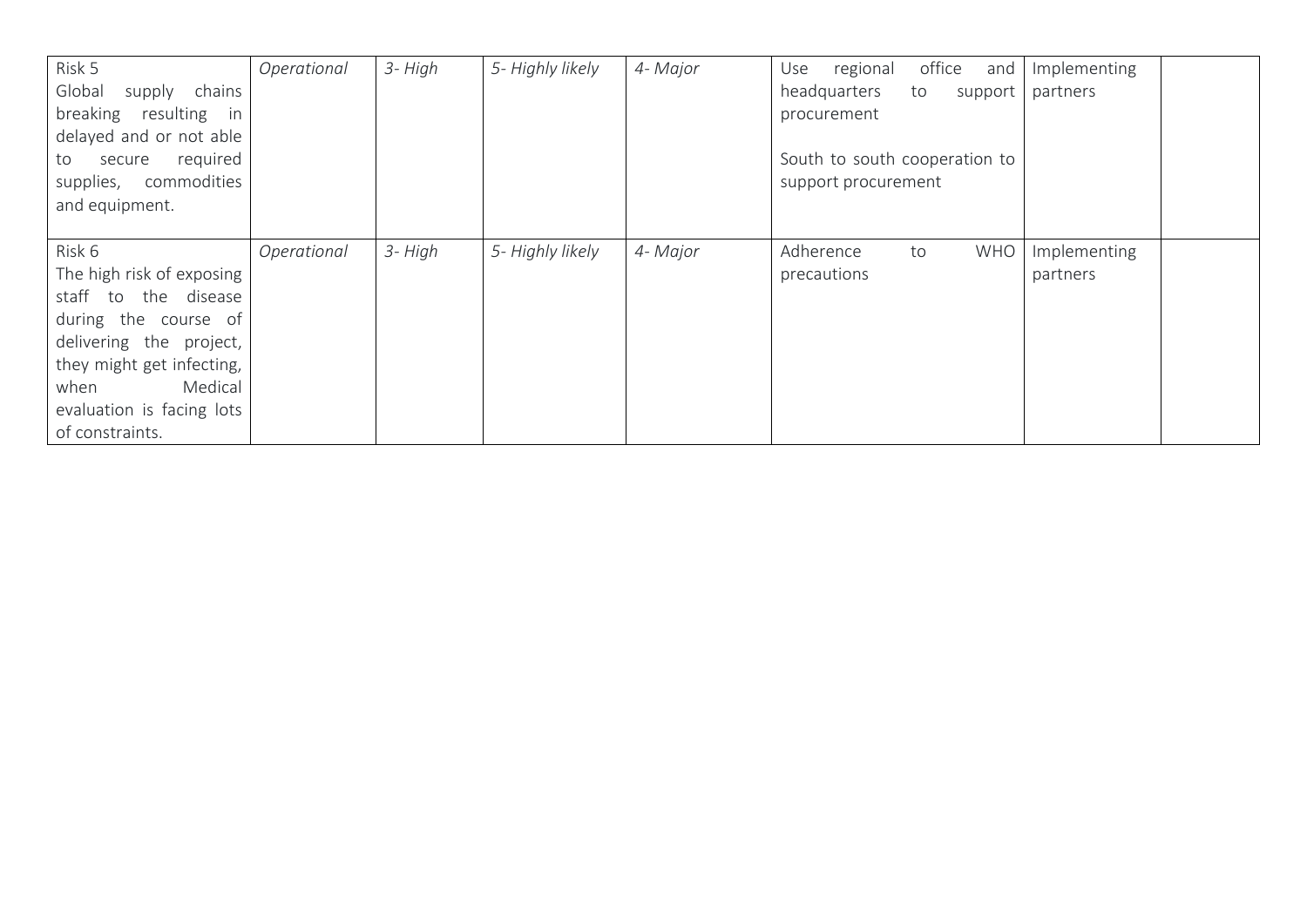| | | | | | | | |
|---|---|---|---|---|---|---|---|
| Risk 5<br>Global supply chains breaking resulting in delayed and or not able to secure required supplies, commodities and equipment. | *Operational* | *3- High* | *5- Highly likely* | *4- Major* | Use regional office and headquarters to support procurement<br><br>South to south cooperation to support procurement | Implementing partners | |
| Risk 6<br>The high risk of exposing staff to the disease during the course of delivering the project, they might get infecting, when Medical evaluation is facing lots of constraints. | *Operational* | *3- High* | *5- Highly likely* | *4- Major* | Adherence to WHO precautions | Implementing partners | |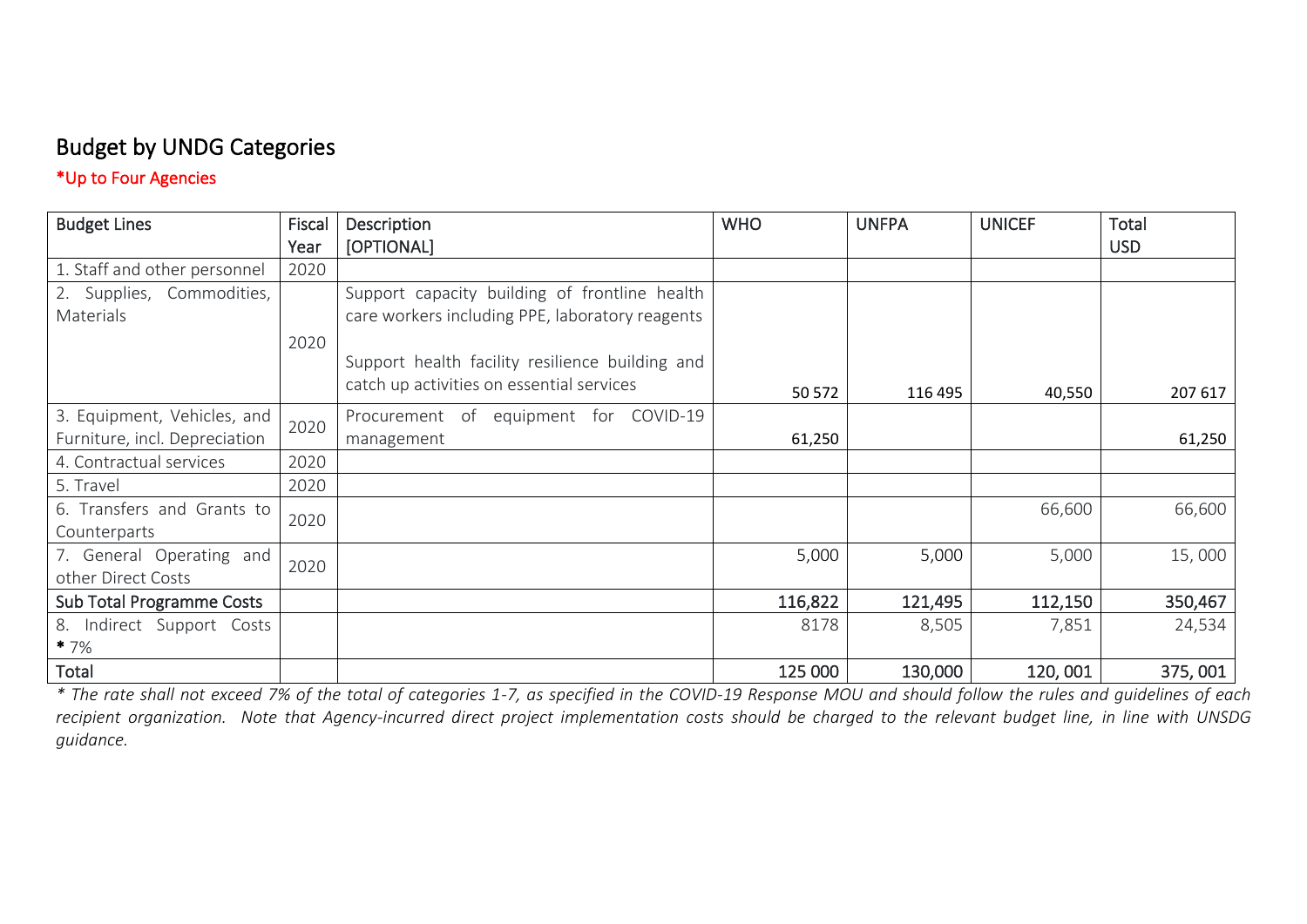## Budget by UNDG Categories

*Up to Four Agencies

| Budget Lines | Fiscal Year | Description [OPTIONAL] | WHO | UNFPA | UNICEF | Total USD |
|---|---|---|---|---|---|---|
| 1. Staff and other personnel | 2020 | | | | | |
| 2. Supplies, Commodities, Materials | 2020 | Support capacity building of frontline health care workers including PPE, laboratory reagents<br><br>Support health facility resilience building and catch up activities on essential services | 50 572 | 116 495 | 40,550 | 207 617 |
| 3. Equipment, Vehicles, and Furniture, incl. Depreciation | 2020 | Procurement of equipment for COVID-19 management | 61,250 | | | 61,250 |
| 4. Contractual services | 2020 | | | | | |
| 5. Travel | 2020 | | | | | |
| 6. Transfers and Grants to Counterparts | 2020 | | | | 66,600 | 66,600 |
| 7. General Operating and other Direct Costs | 2020 | | 5,000 | 5,000 | 5,000 | 15, 000 |
| **Sub Total Programme Costs** | | | 116,822 | 121,495 | 112,150 | 350,467 |
| 8. Indirect Support Costs * 7% | | | 8178 | 8,505 | 7,851 | 24,534 |
| **Total** | | | 125 000 | 130,000 | 120, 001 | 375, 001 |

*\* The rate shall not exceed 7% of the total of categories 1-7, as specified in the COVID-19 Response MOU and should follow the rules and guidelines of each recipient organization. Note that Agency-incurred direct project implementation costs should be charged to the relevant budget line, in line with UNSDG guidance.*